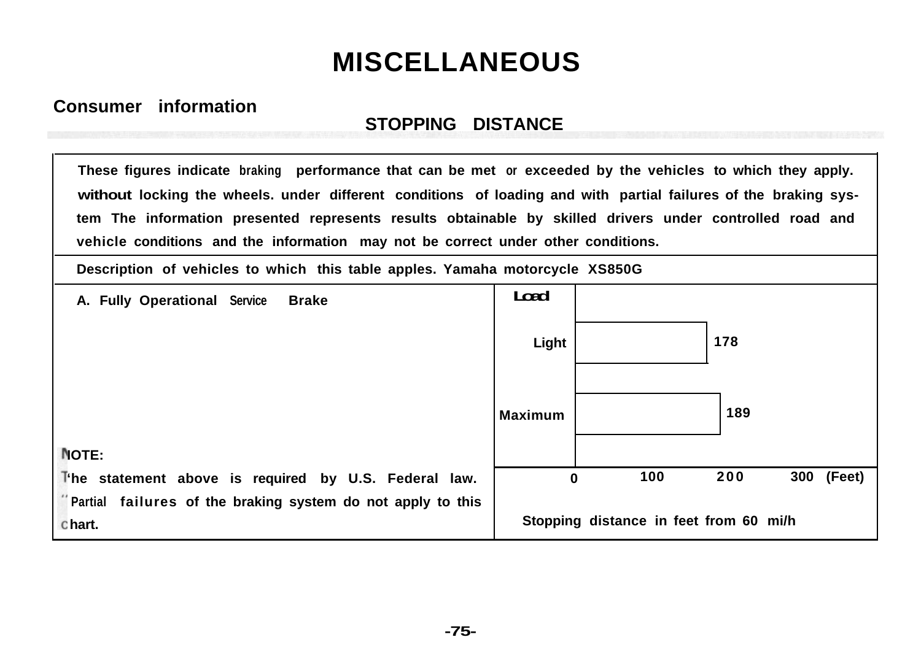# MISCELLANEOUS

## Consumer information

### STOPPING DISTANCE

These figures indicate braking performance that can be met or exceeded by the vehicles to which they apply. without locking the wheels. under different conditions of loading and with partial failures of the braking system The information presented represents results obtainable by skilled drivers under controlled road and vehicle conditions and the information may not be correct under other conditions.

Description of vehicles to which this table apples. Yamaha motorcycle XS850G

A. Fully Operational Service Brake

| Load | Stopping distance in feet from 60 mi/h |
| --- | --- |
| Light | 178 |
| Maximum | 189 |

NOTE:
The statement above is required by U.S. Federal law.
"Partial failures of the braking system do not apply to this chart.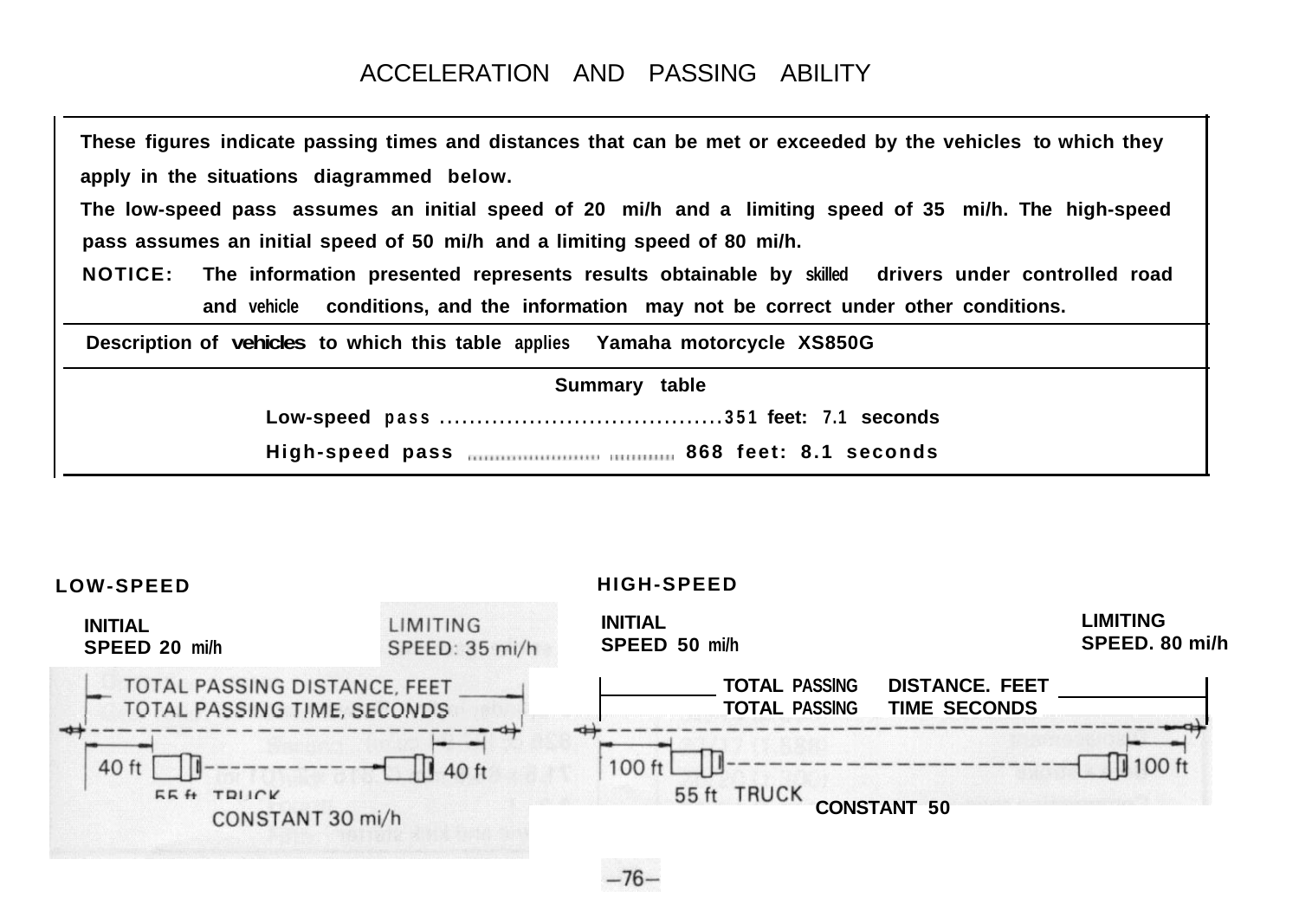# ACCELERATION AND PASSING ABILITY

**These figures indicate passing times and distances that can be met or exceeded by the vehicles to which they apply in the situations diagrammed below.**

**The low-speed pass assumes an initial speed of 20 mi/h and a limiting speed of 35 mi/h. The high-speed pass assumes an initial speed of 50 mi/h and a limiting speed of 80 mi/h.**

**NOTICE: The information presented represents results obtainable by skilled drivers under controlled road and vehicle conditions, and the information may not be correct under other conditions.**

**Description of vehicles to which this table applies Yamaha motorcycle XS850G**

**Summary table**

**Low-speed pass ...................................... 351 feet: 7.1 seconds**

**High-speed pass ...................................... 868 feet: 8.1 seconds**

**LOW-SPEED**

INITIAL SPEED 20 mi/h

LIMITING SPEED: 35 mi/h

TOTAL PASSING DISTANCE, FEET

TOTAL PASSING TIME, SECONDS

40 ft

40 ft

55 ft TRUCK

CONSTANT 30 mi/h

**HIGH-SPEED**

INITIAL SPEED 50 mi/h

LIMITING SPEED. 80 mi/h

TOTAL PASSING DISTANCE. FEET

TOTAL PASSING TIME SECONDS

100 ft

100 ft

55 ft TRUCK

CONSTANT 50